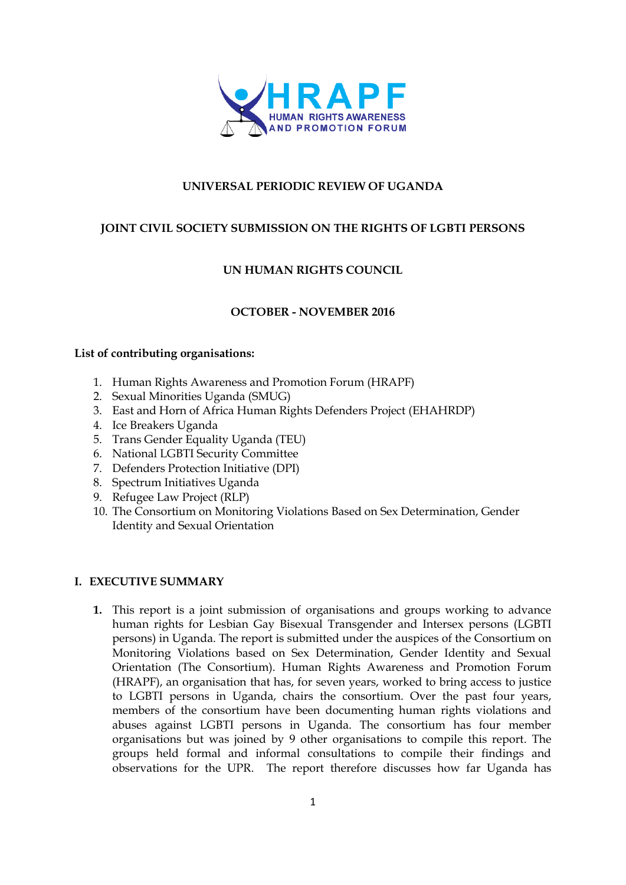HRAPF
HUMAN RIGHTS AWARENESS AND PROMOTION FORUM

**UNIVERSAL PERIODIC REVIEW OF UGANDA**

**JOINT CIVIL SOCIETY SUBMISSION ON THE RIGHTS OF LGBTI PERSONS**

**UN HUMAN RIGHTS COUNCIL**

**OCTOBER - NOVEMBER 2016**

**List of contributing organisations:**

1. Human Rights Awareness and Promotion Forum (HRAPF)
2. Sexual Minorities Uganda (SMUG)
3. East and Horn of Africa Human Rights Defenders Project (EHAHRDP)
4. Ice Breakers Uganda
5. Trans Gender Equality Uganda (TEU)
6. National LGBTI Security Committee
7. Defenders Protection Initiative (DPI)
8. Spectrum Initiatives Uganda
9. Refugee Law Project (RLP)
10. The Consortium on Monitoring Violations Based on Sex Determination, Gender Identity and Sexual Orientation

## I. EXECUTIVE SUMMARY

**1.** This report is a joint submission of organisations and groups working to advance human rights for Lesbian Gay Bisexual Transgender and Intersex persons (LGBTI persons) in Uganda. The report is submitted under the auspices of the Consortium on Monitoring Violations based on Sex Determination, Gender Identity and Sexual Orientation (The Consortium). Human Rights Awareness and Promotion Forum (HRAPF), an organisation that has, for seven years, worked to bring access to justice to LGBTI persons in Uganda, chairs the consortium. Over the past four years, members of the consortium have been documenting human rights violations and abuses against LGBTI persons in Uganda. The consortium has four member organisations but was joined by 9 other organisations to compile this report. The groups held formal and informal consultations to compile their findings and observations for the UPR. The report therefore discusses how far Uganda has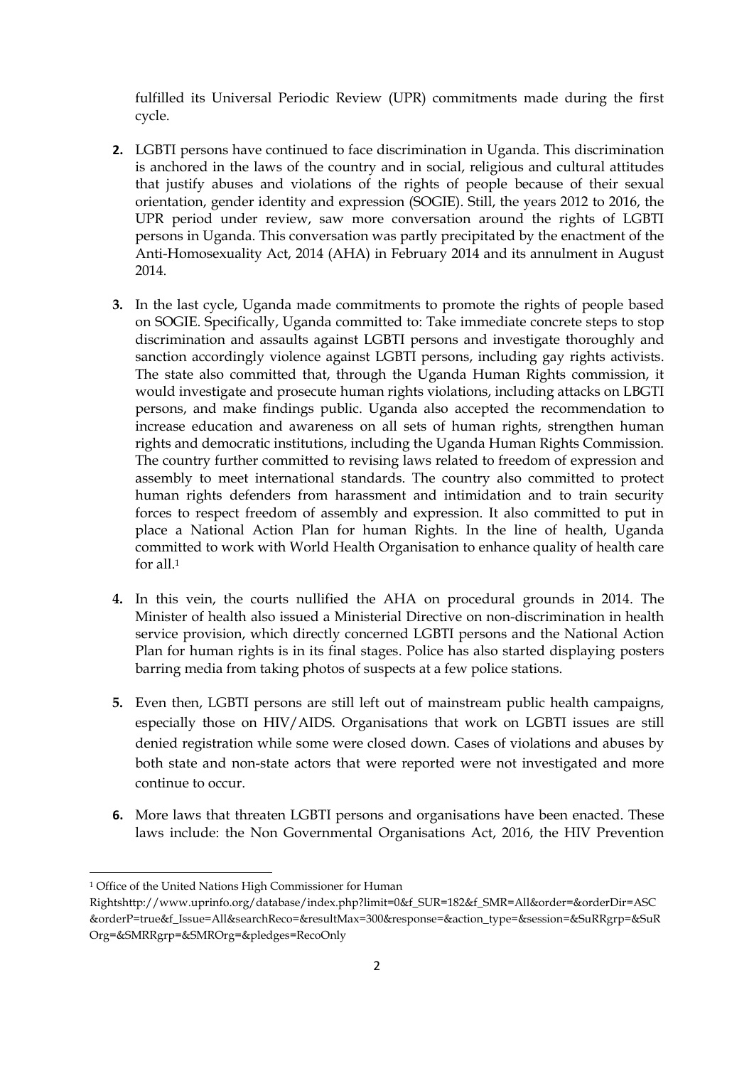fulfilled its Universal Periodic Review (UPR) commitments made during the first cycle.

2. LGBTI persons have continued to face discrimination in Uganda. This discrimination is anchored in the laws of the country and in social, religious and cultural attitudes that justify abuses and violations of the rights of people because of their sexual orientation, gender identity and expression (SOGIE). Still, the years 2012 to 2016, the UPR period under review, saw more conversation around the rights of LGBTI persons in Uganda. This conversation was partly precipitated by the enactment of the Anti-Homosexuality Act, 2014 (AHA) in February 2014 and its annulment in August 2014.

3. In the last cycle, Uganda made commitments to promote the rights of people based on SOGIE. Specifically, Uganda committed to: Take immediate concrete steps to stop discrimination and assaults against LGBTI persons and investigate thoroughly and sanction accordingly violence against LGBTI persons, including gay rights activists. The state also committed that, through the Uganda Human Rights commission, it would investigate and prosecute human rights violations, including attacks on LBGTI persons, and make findings public. Uganda also accepted the recommendation to increase education and awareness on all sets of human rights, strengthen human rights and democratic institutions, including the Uganda Human Rights Commission. The country further committed to revising laws related to freedom of expression and assembly to meet international standards. The country also committed to protect human rights defenders from harassment and intimidation and to train security forces to respect freedom of assembly and expression. It also committed to put in place a National Action Plan for human Rights. In the line of health, Uganda committed to work with World Health Organisation to enhance quality of health care for all.[1]

4. In this vein, the courts nullified the AHA on procedural grounds in 2014. The Minister of health also issued a Ministerial Directive on non-discrimination in health service provision, which directly concerned LGBTI persons and the National Action Plan for human rights is in its final stages. Police has also started displaying posters barring media from taking photos of suspects at a few police stations.

5. Even then, LGBTI persons are still left out of mainstream public health campaigns, especially those on HIV/AIDS. Organisations that work on LGBTI issues are still denied registration while some were closed down. Cases of violations and abuses by both state and non-state actors that were reported were not investigated and more continue to occur.

6. More laws that threaten LGBTI persons and organisations have been enacted. These laws include: the Non Governmental Organisations Act, 2016, the HIV Prevention

---

[1] Office of the United Nations High Commissioner for Human Rightshttp://www.uprinfo.org/database/index.php?limit=0&f_SUR=182&f_SMR=All&order=&orderDir=ASC&orderP=true&f_Issue=All&searchReco=&resultMax=300&response=&action_type=&session=&SuRRgrp=&SuROrg=&SMRRgrp=&SMROrg=&pledges=RecoOnly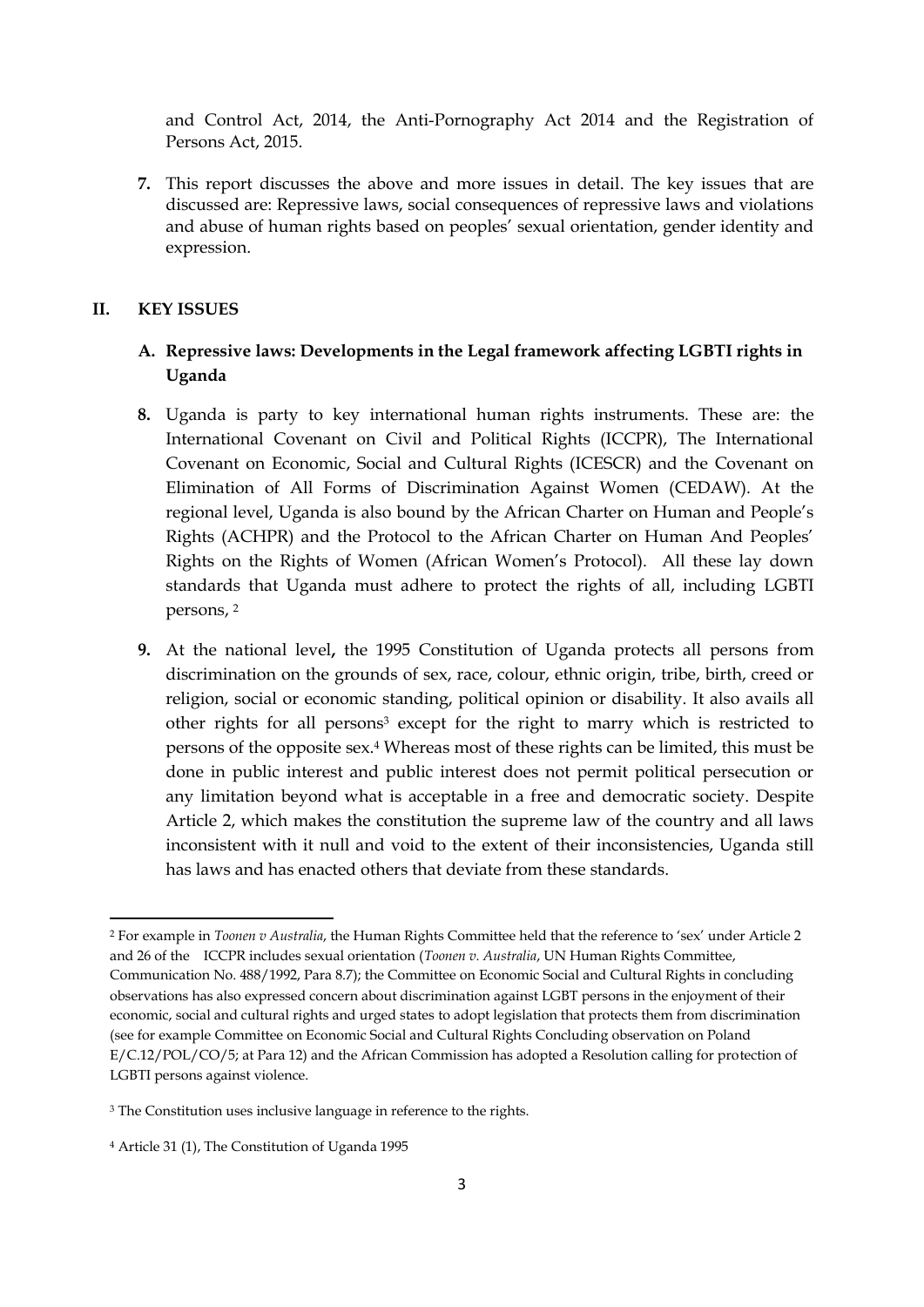and Control Act, 2014, the Anti-Pornography Act 2014 and the Registration of Persons Act, 2015.

**7.** This report discusses the above and more issues in detail. The key issues that are discussed are: Repressive laws, social consequences of repressive laws and violations and abuse of human rights based on peoples' sexual orientation, gender identity and expression.

## II. KEY ISSUES

### A. Repressive laws: Developments in the Legal framework affecting LGBTI rights in Uganda

**8.** Uganda is party to key international human rights instruments. These are: the International Covenant on Civil and Political Rights (ICCPR), The International Covenant on Economic, Social and Cultural Rights (ICESCR) and the Covenant on Elimination of All Forms of Discrimination Against Women (CEDAW). At the regional level, Uganda is also bound by the African Charter on Human and People's Rights (ACHPR) and the Protocol to the African Charter on Human And Peoples' Rights on the Rights of Women (African Women's Protocol). All these lay down standards that Uganda must adhere to protect the rights of all, including LGBTI persons, [2]

**9.** At the national level**,** the 1995 Constitution of Uganda protects all persons from discrimination on the grounds of sex, race, colour, ethnic origin, tribe, birth, creed or religion, social or economic standing, political opinion or disability. It also avails all other rights for all persons[3] except for the right to marry which is restricted to persons of the opposite sex.[4] Whereas most of these rights can be limited, this must be done in public interest and public interest does not permit political persecution or any limitation beyond what is acceptable in a free and democratic society. Despite Article 2, which makes the constitution the supreme law of the country and all laws inconsistent with it null and void to the extent of their inconsistencies, Uganda still has laws and has enacted others that deviate from these standards.

---

[2] For example in *Toonen v Australia*, the Human Rights Committee held that the reference to 'sex' under Article 2 and 26 of the ICCPR includes sexual orientation (*Toonen v. Australia*, UN Human Rights Committee, Communication No. 488/1992, Para 8.7); the Committee on Economic Social and Cultural Rights in concluding observations has also expressed concern about discrimination against LGBT persons in the enjoyment of their economic, social and cultural rights and urged states to adopt legislation that protects them from discrimination (see for example Committee on Economic Social and Cultural Rights Concluding observation on Poland E/C.12/POL/CO/5; at Para 12) and the African Commission has adopted a Resolution calling for protection of LGBTI persons against violence.

[3] The Constitution uses inclusive language in reference to the rights.

[4] Article 31 (1), The Constitution of Uganda 1995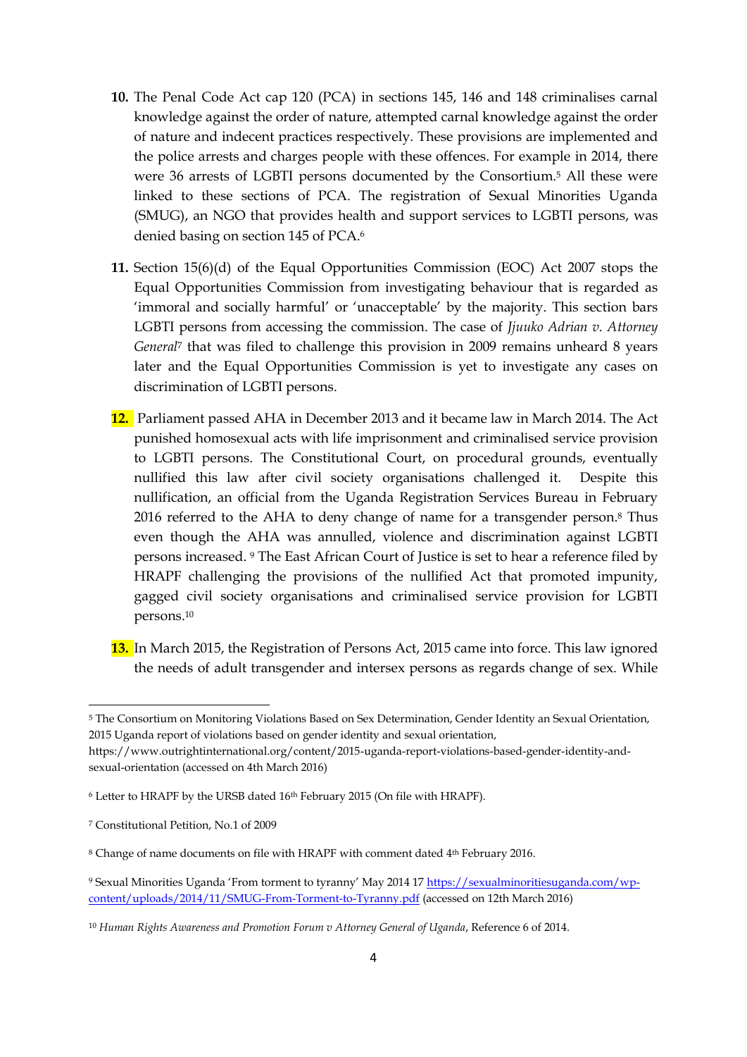10. The Penal Code Act cap 120 (PCA) in sections 145, 146 and 148 criminalises carnal knowledge against the order of nature, attempted carnal knowledge against the order of nature and indecent practices respectively. These provisions are implemented and the police arrests and charges people with these offences. For example in 2014, there were 36 arrests of LGBTI persons documented by the Consortium.[5] All these were linked to these sections of PCA. The registration of Sexual Minorities Uganda (SMUG), an NGO that provides health and support services to LGBTI persons, was denied basing on section 145 of PCA.[6]

11. Section 15(6)(d) of the Equal Opportunities Commission (EOC) Act 2007 stops the Equal Opportunities Commission from investigating behaviour that is regarded as 'immoral and socially harmful' or 'unacceptable' by the majority. This section bars LGBTI persons from accessing the commission. The case of *Jjuuko Adrian v. Attorney General*[7] that was filed to challenge this provision in 2009 remains unheard 8 years later and the Equal Opportunities Commission is yet to investigate any cases on discrimination of LGBTI persons.

12. Parliament passed AHA in December 2013 and it became law in March 2014. The Act punished homosexual acts with life imprisonment and criminalised service provision to LGBTI persons. The Constitutional Court, on procedural grounds, eventually nullified this law after civil society organisations challenged it. Despite this nullification, an official from the Uganda Registration Services Bureau in February 2016 referred to the AHA to deny change of name for a transgender person.[8] Thus even though the AHA was annulled, violence and discrimination against LGBTI persons increased.[9] The East African Court of Justice is set to hear a reference filed by HRAPF challenging the provisions of the nullified Act that promoted impunity, gagged civil society organisations and criminalised service provision for LGBTI persons.[10]

13. In March 2015, the Registration of Persons Act, 2015 came into force. This law ignored the needs of adult transgender and intersex persons as regards change of sex. While

---

[5] The Consortium on Monitoring Violations Based on Sex Determination, Gender Identity an Sexual Orientation, 2015 Uganda report of violations based on gender identity and sexual orientation, https://www.outrightinternational.org/content/2015-uganda-report-violations-based-gender-identity-and-sexual-orientation (accessed on 4th March 2016)

[6] Letter to HRAPF by the URSB dated 16th February 2015 (On file with HRAPF).

[7] Constitutional Petition, No.1 of 2009

[8] Change of name documents on file with HRAPF with comment dated 4th February 2016.

[9] Sexual Minorities Uganda 'From torment to tyranny' May 2014 17 https://sexualminoritiesuganda.com/wp-content/uploads/2014/11/SMUG-From-Torment-to-Tyranny.pdf (accessed on 12th March 2016)

[10] *Human Rights Awareness and Promotion Forum v Attorney General of Uganda*, Reference 6 of 2014.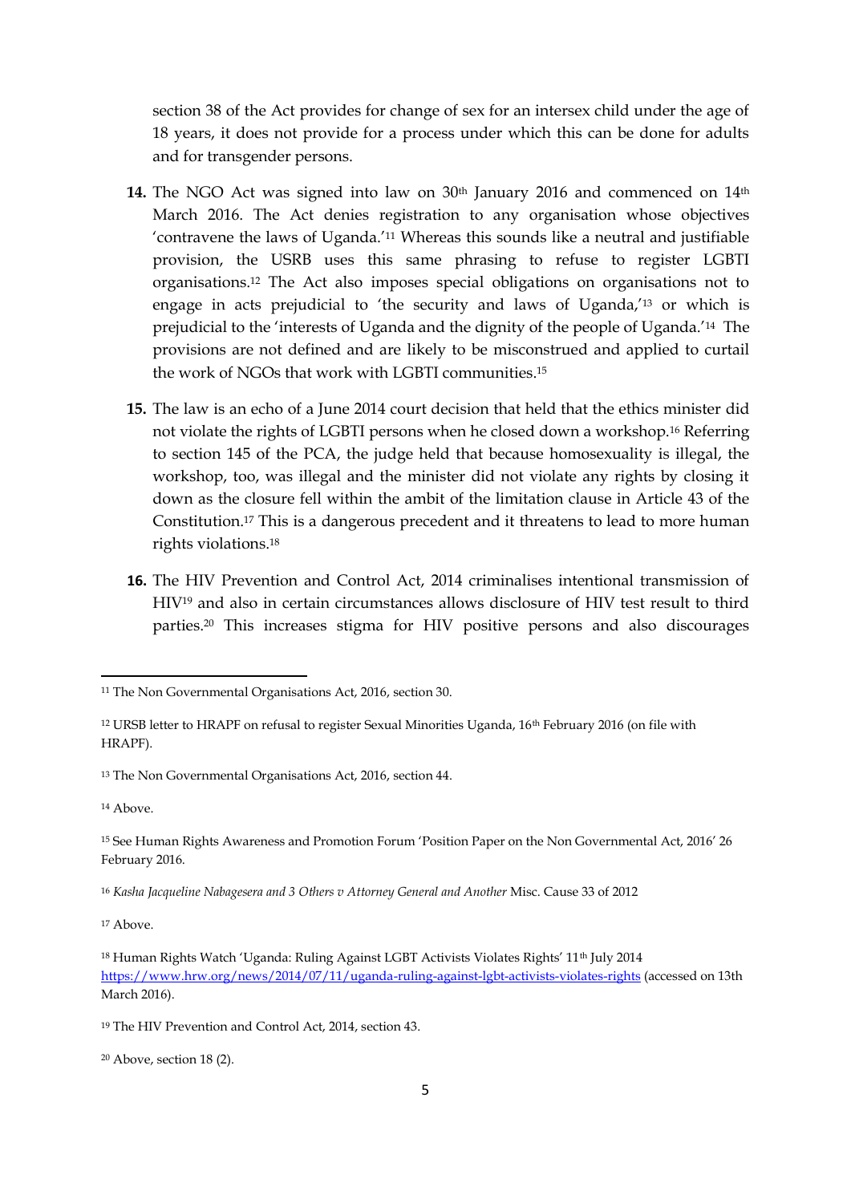section 38 of the Act provides for change of sex for an intersex child under the age of 18 years, it does not provide for a process under which this can be done for adults and for transgender persons.

**14.** The NGO Act was signed into law on 30th January 2016 and commenced on 14th March 2016. The Act denies registration to any organisation whose objectives 'contravene the laws of Uganda.'[11] Whereas this sounds like a neutral and justifiable provision, the USRB uses this same phrasing to refuse to register LGBTI organisations.[12] The Act also imposes special obligations on organisations not to engage in acts prejudicial to 'the security and laws of Uganda,'[13] or which is prejudicial to the 'interests of Uganda and the dignity of the people of Uganda.'[14] The provisions are not defined and are likely to be misconstrued and applied to curtail the work of NGOs that work with LGBTI communities.[15]

**15.** The law is an echo of a June 2014 court decision that held that the ethics minister did not violate the rights of LGBTI persons when he closed down a workshop.[16] Referring to section 145 of the PCA, the judge held that because homosexuality is illegal, the workshop, too, was illegal and the minister did not violate any rights by closing it down as the closure fell within the ambit of the limitation clause in Article 43 of the Constitution.[17] This is a dangerous precedent and it threatens to lead to more human rights violations.[18]

**16.** The HIV Prevention and Control Act, 2014 criminalises intentional transmission of HIV[19] and also in certain circumstances allows disclosure of HIV test result to third parties.[20] This increases stigma for HIV positive persons and also discourages

---

[11] The Non Governmental Organisations Act, 2016, section 30.

[12] URSB letter to HRAPF on refusal to register Sexual Minorities Uganda, 16th February 2016 (on file with HRAPF).

[13] The Non Governmental Organisations Act, 2016, section 44.

[14] Above.

[15] See Human Rights Awareness and Promotion Forum 'Position Paper on the Non Governmental Act, 2016' 26 February 2016.

[16] *Kasha Jacqueline Nabagesera and 3 Others v Attorney General and Another* Misc. Cause 33 of 2012

[17] Above.

[18] Human Rights Watch 'Uganda: Ruling Against LGBT Activists Violates Rights' 11th July 2014 https://www.hrw.org/news/2014/07/11/uganda-ruling-against-lgbt-activists-violates-rights (accessed on 13th March 2016).

[19] The HIV Prevention and Control Act, 2014, section 43.

[20] Above, section 18 (2).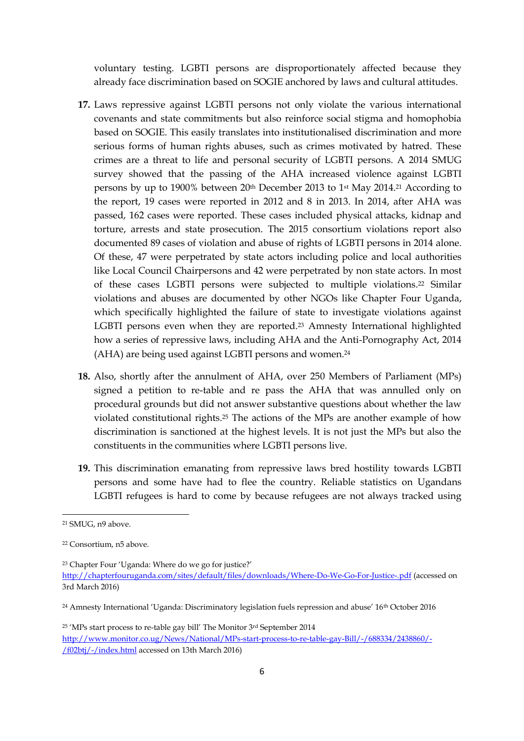voluntary testing. LGBTI persons are disproportionately affected because they already face discrimination based on SOGIE anchored by laws and cultural attitudes.

**17.** Laws repressive against LGBTI persons not only violate the various international covenants and state commitments but also reinforce social stigma and homophobia based on SOGIE. This easily translates into institutionalised discrimination and more serious forms of human rights abuses, such as crimes motivated by hatred. These crimes are a threat to life and personal security of LGBTI persons. A 2014 SMUG survey showed that the passing of the AHA increased violence against LGBTI persons by up to 1900% between 20th December 2013 to 1st May 2014.[21] According to the report, 19 cases were reported in 2012 and 8 in 2013. In 2014, after AHA was passed, 162 cases were reported. These cases included physical attacks, kidnap and torture, arrests and state prosecution. The 2015 consortium violations report also documented 89 cases of violation and abuse of rights of LGBTI persons in 2014 alone. Of these, 47 were perpetrated by state actors including police and local authorities like Local Council Chairpersons and 42 were perpetrated by non state actors. In most of these cases LGBTI persons were subjected to multiple violations.[22] Similar violations and abuses are documented by other NGOs like Chapter Four Uganda, which specifically highlighted the failure of state to investigate violations against LGBTI persons even when they are reported.[23] Amnesty International highlighted how a series of repressive laws, including AHA and the Anti-Pornography Act, 2014 (AHA) are being used against LGBTI persons and women.[24]

**18.** Also, shortly after the annulment of AHA, over 250 Members of Parliament (MPs) signed a petition to re-table and re pass the AHA that was annulled only on procedural grounds but did not answer substantive questions about whether the law violated constitutional rights.[25] The actions of the MPs are another example of how discrimination is sanctioned at the highest levels. It is not just the MPs but also the constituents in the communities where LGBTI persons live.

**19.** This discrimination emanating from repressive laws bred hostility towards LGBTI persons and some have had to flee the country. Reliable statistics on Ugandans LGBTI refugees is hard to come by because refugees are not always tracked using

---

[21] SMUG, n9 above.

[22] Consortium, n5 above.

[23] Chapter Four 'Uganda: Where do we go for justice?' http://chapterfouruganda.com/sites/default/files/downloads/Where-Do-We-Go-For-Justice-.pdf (accessed on 3rd March 2016)

[24] Amnesty International 'Uganda: Discriminatory legislation fuels repression and abuse' 16th October 2016

[25] 'MPs start process to re-table gay bill' The Monitor 3rd September 2014 http://www.monitor.co.ug/News/National/MPs-start-process-to-re-table-gay-Bill/-/688334/2438860/-/f02btj/-/index.html accessed on 13th March 2016)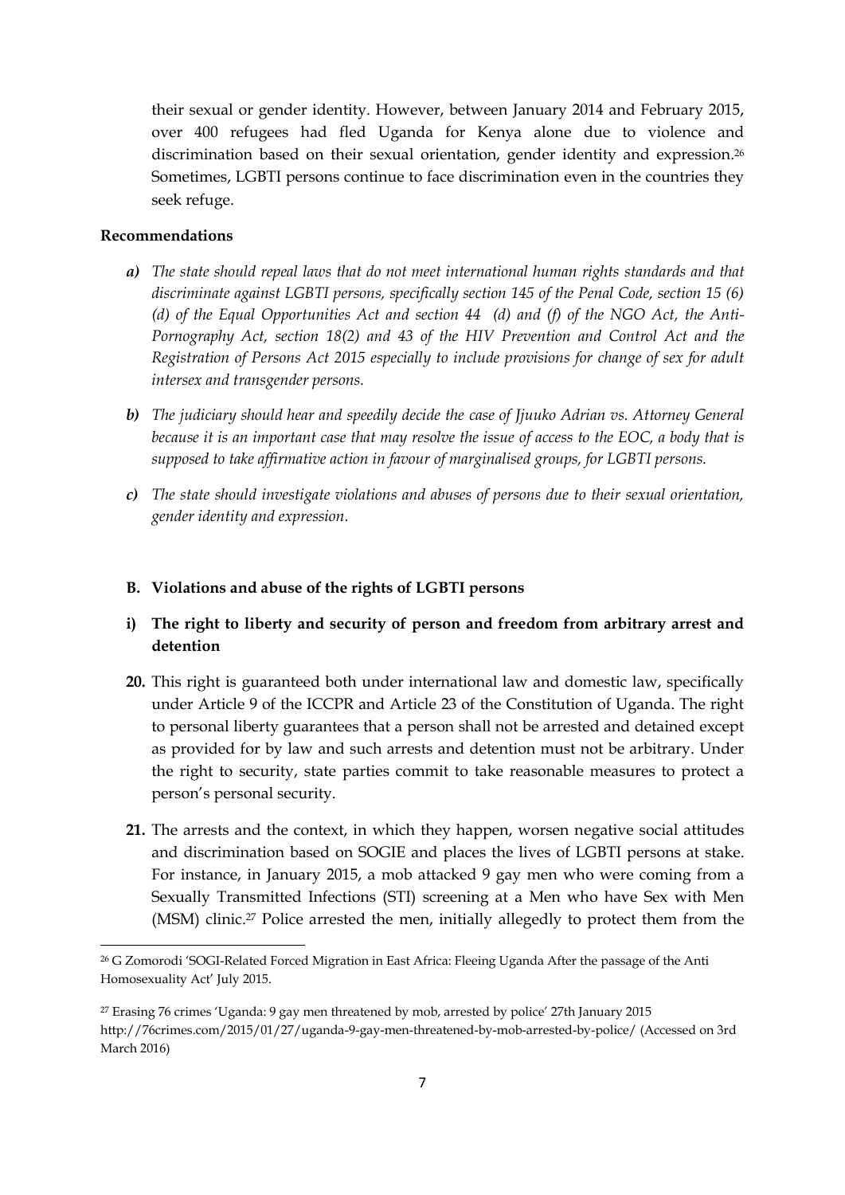their sexual or gender identity. However, between January 2014 and February 2015, over 400 refugees had fled Uganda for Kenya alone due to violence and discrimination based on their sexual orientation, gender identity and expression.[26] Sometimes, LGBTI persons continue to face discrimination even in the countries they seek refuge.

**Recommendations**

- ***a)*** *The state should repeal laws that do not meet international human rights standards and that discriminate against LGBTI persons, specifically section 145 of the Penal Code, section 15 (6) (d) of the Equal Opportunities Act and section 44 (d) and (f) of the NGO Act, the Anti-Pornography Act, section 18(2) and 43 of the HIV Prevention and Control Act and the Registration of Persons Act 2015 especially to include provisions for change of sex for adult intersex and transgender persons.*

- ***b)*** *The judiciary should hear and speedily decide the case of Jjuuko Adrian vs. Attorney General because it is an important case that may resolve the issue of access to the EOC, a body that is supposed to take affirmative action in favour of marginalised groups, for LGBTI persons.*

- ***c)*** *The state should investigate violations and abuses of persons due to their sexual orientation, gender identity and expression.*

### B. Violations and abuse of the rights of LGBTI persons

#### i) The right to liberty and security of person and freedom from arbitrary arrest and detention

**20.** This right is guaranteed both under international law and domestic law, specifically under Article 9 of the ICCPR and Article 23 of the Constitution of Uganda. The right to personal liberty guarantees that a person shall not be arrested and detained except as provided for by law and such arrests and detention must not be arbitrary. Under the right to security, state parties commit to take reasonable measures to protect a person's personal security.

**21.** The arrests and the context, in which they happen, worsen negative social attitudes and discrimination based on SOGIE and places the lives of LGBTI persons at stake. For instance, in January 2015, a mob attacked 9 gay men who were coming from a Sexually Transmitted Infections (STI) screening at a Men who have Sex with Men (MSM) clinic.[27] Police arrested the men, initially allegedly to protect them from the

---

[26] G Zomorodi 'SOGI-Related Forced Migration in East Africa: Fleeing Uganda After the passage of the Anti Homosexuality Act' July 2015.

[27] Erasing 76 crimes 'Uganda: 9 gay men threatened by mob, arrested by police' 27th January 2015 http://76crimes.com/2015/01/27/uganda-9-gay-men-threatened-by-mob-arrested-by-police/ (Accessed on 3rd March 2016)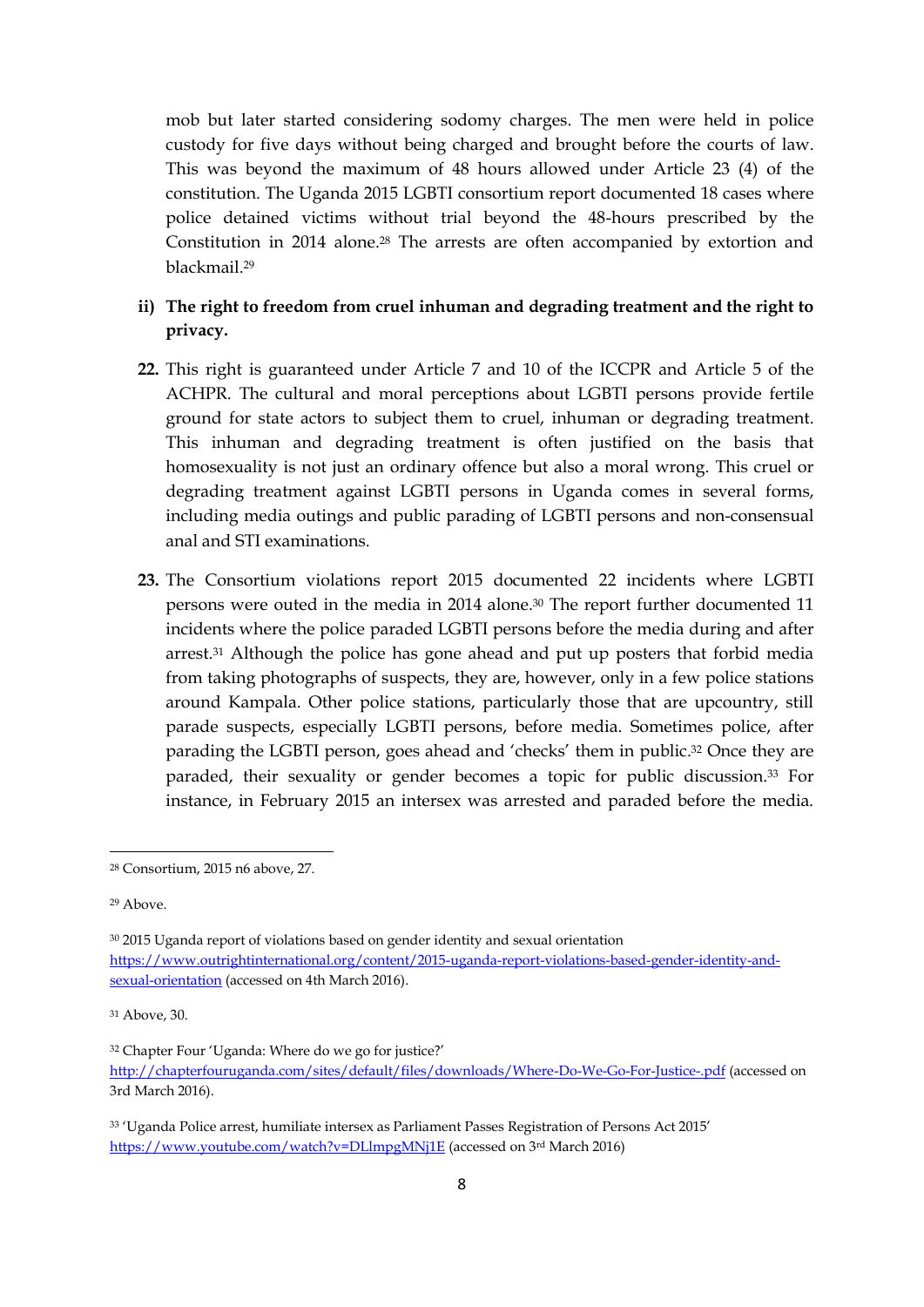mob but later started considering sodomy charges. The men were held in police custody for five days without being charged and brought before the courts of law. This was beyond the maximum of 48 hours allowed under Article 23 (4) of the constitution. The Uganda 2015 LGBTI consortium report documented 18 cases where police detained victims without trial beyond the 48-hours prescribed by the Constitution in 2014 alone.[28] The arrests are often accompanied by extortion and blackmail.[29]

**ii) The right to freedom from cruel inhuman and degrading treatment and the right to privacy.**

**22.** This right is guaranteed under Article 7 and 10 of the ICCPR and Article 5 of the ACHPR. The cultural and moral perceptions about LGBTI persons provide fertile ground for state actors to subject them to cruel, inhuman or degrading treatment. This inhuman and degrading treatment is often justified on the basis that homosexuality is not just an ordinary offence but also a moral wrong. This cruel or degrading treatment against LGBTI persons in Uganda comes in several forms, including media outings and public parading of LGBTI persons and non-consensual anal and STI examinations.

**23.** The Consortium violations report 2015 documented 22 incidents where LGBTI persons were outed in the media in 2014 alone.[30] The report further documented 11 incidents where the police paraded LGBTI persons before the media during and after arrest.[31] Although the police has gone ahead and put up posters that forbid media from taking photographs of suspects, they are, however, only in a few police stations around Kampala. Other police stations, particularly those that are upcountry, still parade suspects, especially LGBTI persons, before media. Sometimes police, after parading the LGBTI person, goes ahead and 'checks' them in public.[32] Once they are paraded, their sexuality or gender becomes a topic for public discussion.[33] For instance, in February 2015 an intersex was arrested and paraded before the media.

---

[28] Consortium, 2015 n6 above, 27.

[29] Above.

[30] 2015 Uganda report of violations based on gender identity and sexual orientation https://www.outrightinternational.org/content/2015-uganda-report-violations-based-gender-identity-and-sexual-orientation (accessed on 4th March 2016).

[31] Above, 30.

[32] Chapter Four 'Uganda: Where do we go for justice?' http://chapterfouruganda.com/sites/default/files/downloads/Where-Do-We-Go-For-Justice-.pdf (accessed on 3rd March 2016).

[33] 'Uganda Police arrest, humiliate intersex as Parliament Passes Registration of Persons Act 2015' https://www.youtube.com/watch?v=DLlmpgMNj1E (accessed on 3rd March 2016)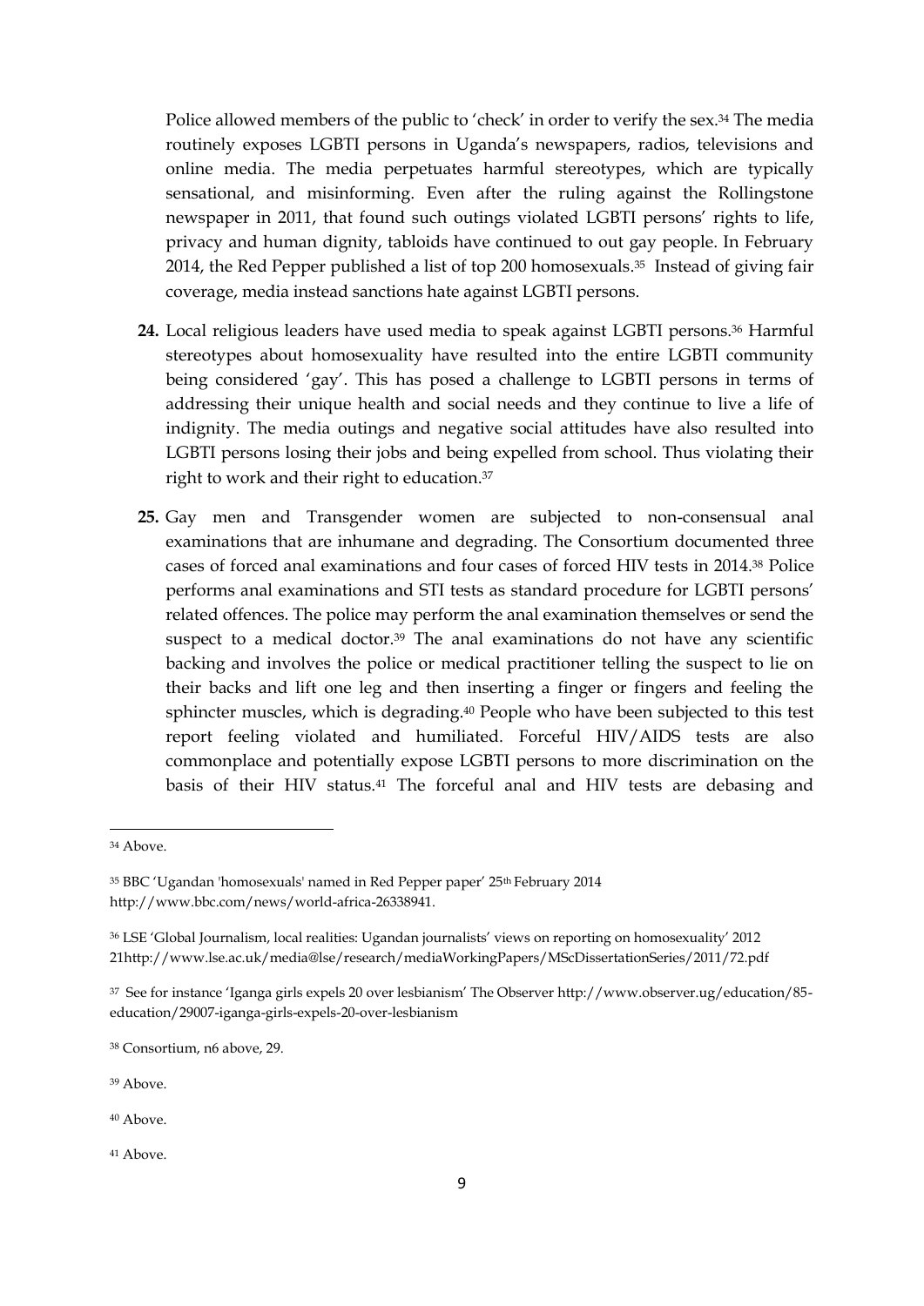Police allowed members of the public to 'check' in order to verify the sex.[34] The media routinely exposes LGBTI persons in Uganda's newspapers, radios, televisions and online media. The media perpetuates harmful stereotypes, which are typically sensational, and misinforming. Even after the ruling against the Rollingstone newspaper in 2011, that found such outings violated LGBTI persons' rights to life, privacy and human dignity, tabloids have continued to out gay people. In February 2014, the Red Pepper published a list of top 200 homosexuals.[35] Instead of giving fair coverage, media instead sanctions hate against LGBTI persons.

**24.** Local religious leaders have used media to speak against LGBTI persons.[36] Harmful stereotypes about homosexuality have resulted into the entire LGBTI community being considered 'gay'. This has posed a challenge to LGBTI persons in terms of addressing their unique health and social needs and they continue to live a life of indignity. The media outings and negative social attitudes have also resulted into LGBTI persons losing their jobs and being expelled from school. Thus violating their right to work and their right to education.[37]

**25.** Gay men and Transgender women are subjected to non-consensual anal examinations that are inhumane and degrading. The Consortium documented three cases of forced anal examinations and four cases of forced HIV tests in 2014.[38] Police performs anal examinations and STI tests as standard procedure for LGBTI persons' related offences. The police may perform the anal examination themselves or send the suspect to a medical doctor.[39] The anal examinations do not have any scientific backing and involves the police or medical practitioner telling the suspect to lie on their backs and lift one leg and then inserting a finger or fingers and feeling the sphincter muscles, which is degrading.[40] People who have been subjected to this test report feeling violated and humiliated. Forceful HIV/AIDS tests are also commonplace and potentially expose LGBTI persons to more discrimination on the basis of their HIV status.[41] The forceful anal and HIV tests are debasing and

---

[34] Above.

[35] BBC 'Ugandan 'homosexuals' named in Red Pepper paper' 25th February 2014 http://www.bbc.com/news/world-africa-26338941.

[36] LSE 'Global Journalism, local realities: Ugandan journalists' views on reporting on homosexuality' 2012 21http://www.lse.ac.uk/media@lse/research/mediaWorkingPapers/MScDissertationSeries/2011/72.pdf

[37] See for instance 'Iganga girls expels 20 over lesbianism' The Observer http://www.observer.ug/education/85-education/29007-iganga-girls-expels-20-over-lesbianism

[38] Consortium, n6 above, 29.

[39] Above.

[40] Above.

[41] Above.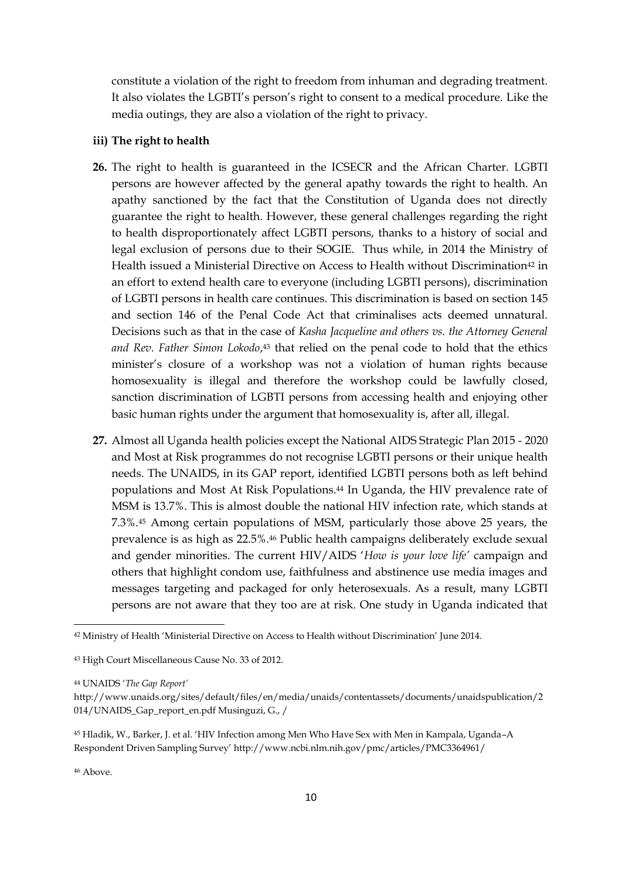constitute a violation of the right to freedom from inhuman and degrading treatment. It also violates the LGBTI's person's right to consent to a medical procedure. Like the media outings, they are also a violation of the right to privacy.

**iii) The right to health**

**26.** The right to health is guaranteed in the ICSECR and the African Charter. LGBTI persons are however affected by the general apathy towards the right to health. An apathy sanctioned by the fact that the Constitution of Uganda does not directly guarantee the right to health. However, these general challenges regarding the right to health disproportionately affect LGBTI persons, thanks to a history of social and legal exclusion of persons due to their SOGIE. Thus while, in 2014 the Ministry of Health issued a Ministerial Directive on Access to Health without Discrimination[42] in an effort to extend health care to everyone (including LGBTI persons), discrimination of LGBTI persons in health care continues. This discrimination is based on section 145 and section 146 of the Penal Code Act that criminalises acts deemed unnatural. Decisions such as that in the case of *Kasha Jacqueline and others vs. the Attorney General and Rev. Father Simon Lokodo*,[43] that relied on the penal code to hold that the ethics minister's closure of a workshop was not a violation of human rights because homosexuality is illegal and therefore the workshop could be lawfully closed, sanction discrimination of LGBTI persons from accessing health and enjoying other basic human rights under the argument that homosexuality is, after all, illegal.

**27.** Almost all Uganda health policies except the National AIDS Strategic Plan 2015 - 2020 and Most at Risk programmes do not recognise LGBTI persons or their unique health needs. The UNAIDS, in its GAP report, identified LGBTI persons both as left behind populations and Most At Risk Populations.[44] In Uganda, the HIV prevalence rate of MSM is 13.7%. This is almost double the national HIV infection rate, which stands at 7.3%.[45] Among certain populations of MSM, particularly those above 25 years, the prevalence is as high as 22.5%.[46] Public health campaigns deliberately exclude sexual and gender minorities. The current HIV/AIDS '*How is your love life*' campaign and others that highlight condom use, faithfulness and abstinence use media images and messages targeting and packaged for only heterosexuals. As a result, many LGBTI persons are not aware that they too are at risk. One study in Uganda indicated that

---

[42] Ministry of Health 'Ministerial Directive on Access to Health without Discrimination' June 2014.

[43] High Court Miscellaneous Cause No. 33 of 2012.

[44] UNAIDS '*The Gap Report*' http://www.unaids.org/sites/default/files/en/media/unaids/contentassets/documents/unaidspublication/2014/UNAIDS_Gap_report_en.pdf Musinguzi, G., /

[45] Hladik, W., Barker, J. et al. 'HIV Infection among Men Who Have Sex with Men in Kampala, Uganda–A Respondent Driven Sampling Survey' http://www.ncbi.nlm.nih.gov/pmc/articles/PMC3364961/

[46] Above.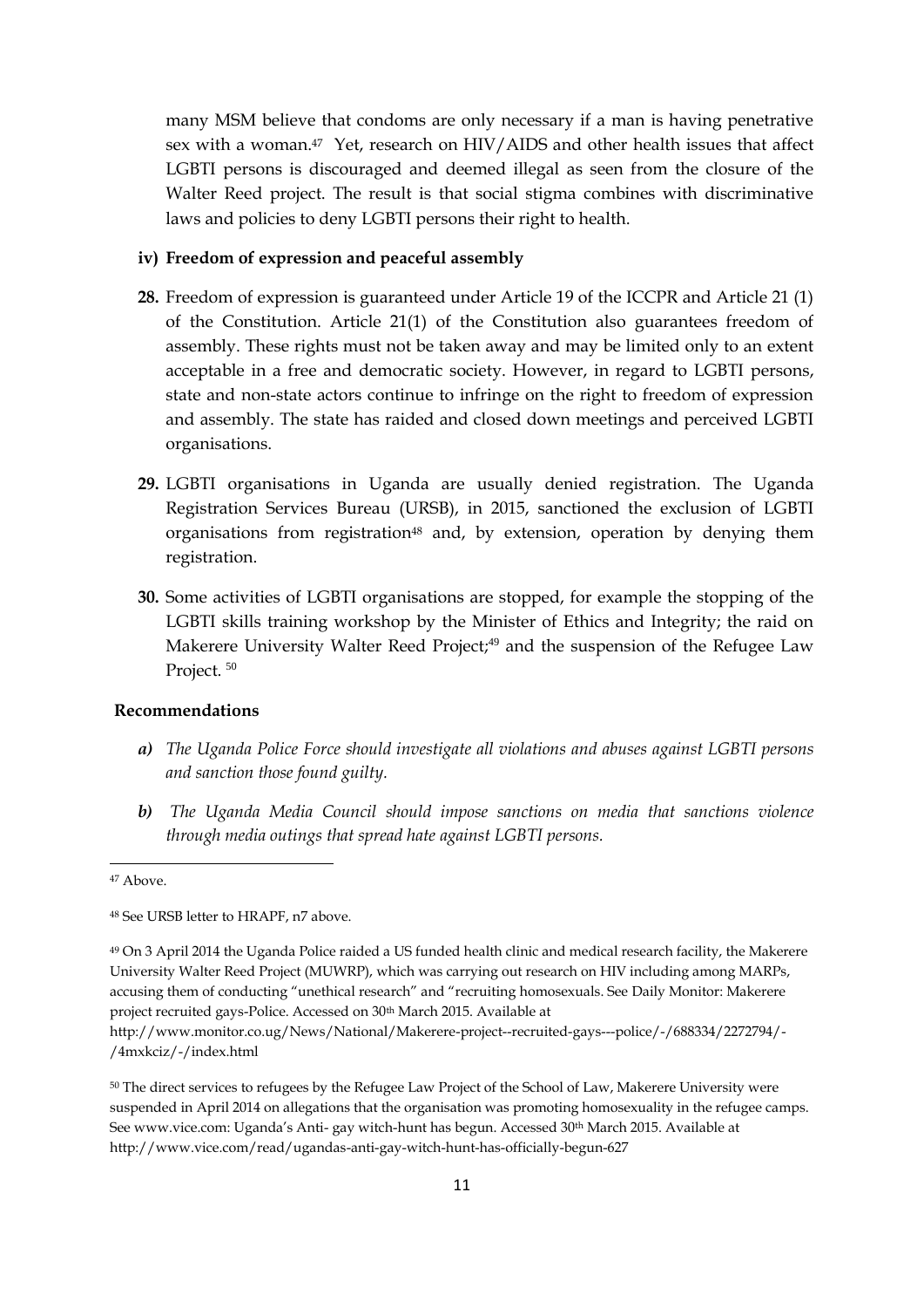many MSM believe that condoms are only necessary if a man is having penetrative sex with a woman.[47] Yet, research on HIV/AIDS and other health issues that affect LGBTI persons is discouraged and deemed illegal as seen from the closure of the Walter Reed project. The result is that social stigma combines with discriminative laws and policies to deny LGBTI persons their right to health.

**iv) Freedom of expression and peaceful assembly**

**28.** Freedom of expression is guaranteed under Article 19 of the ICCPR and Article 21 (1) of the Constitution. Article 21(1) of the Constitution also guarantees freedom of assembly. These rights must not be taken away and may be limited only to an extent acceptable in a free and democratic society. However, in regard to LGBTI persons, state and non-state actors continue to infringe on the right to freedom of expression and assembly. The state has raided and closed down meetings and perceived LGBTI organisations.

**29.** LGBTI organisations in Uganda are usually denied registration. The Uganda Registration Services Bureau (URSB), in 2015, sanctioned the exclusion of LGBTI organisations from registration[48] and, by extension, operation by denying them registration.

**30.** Some activities of LGBTI organisations are stopped, for example the stopping of the LGBTI skills training workshop by the Minister of Ethics and Integrity; the raid on Makerere University Walter Reed Project;[49] and the suspension of the Refugee Law Project.[50]

**Recommendations**

***a)*** *The Uganda Police Force should investigate all violations and abuses against LGBTI persons and sanction those found guilty.*

***b)*** *The Uganda Media Council should impose sanctions on media that sanctions violence through media outings that spread hate against LGBTI persons.*

---

[47] Above.

[48] See URSB letter to HRAPF, n7 above.

[49] On 3 April 2014 the Uganda Police raided a US funded health clinic and medical research facility, the Makerere University Walter Reed Project (MUWRP), which was carrying out research on HIV including among MARPs, accusing them of conducting "unethical research" and "recruiting homosexuals. See Daily Monitor: Makerere project recruited gays-Police. Accessed on 30th March 2015. Available at http://www.monitor.co.ug/News/National/Makerere-project--recruited-gays---police/-/688334/2272794/-/4mxkciz/-/index.html

[50] The direct services to refugees by the Refugee Law Project of the School of Law, Makerere University were suspended in April 2014 on allegations that the organisation was promoting homosexuality in the refugee camps. See www.vice.com: Uganda's Anti- gay witch-hunt has begun. Accessed 30th March 2015. Available at http://www.vice.com/read/ugandas-anti-gay-witch-hunt-has-officially-begun-627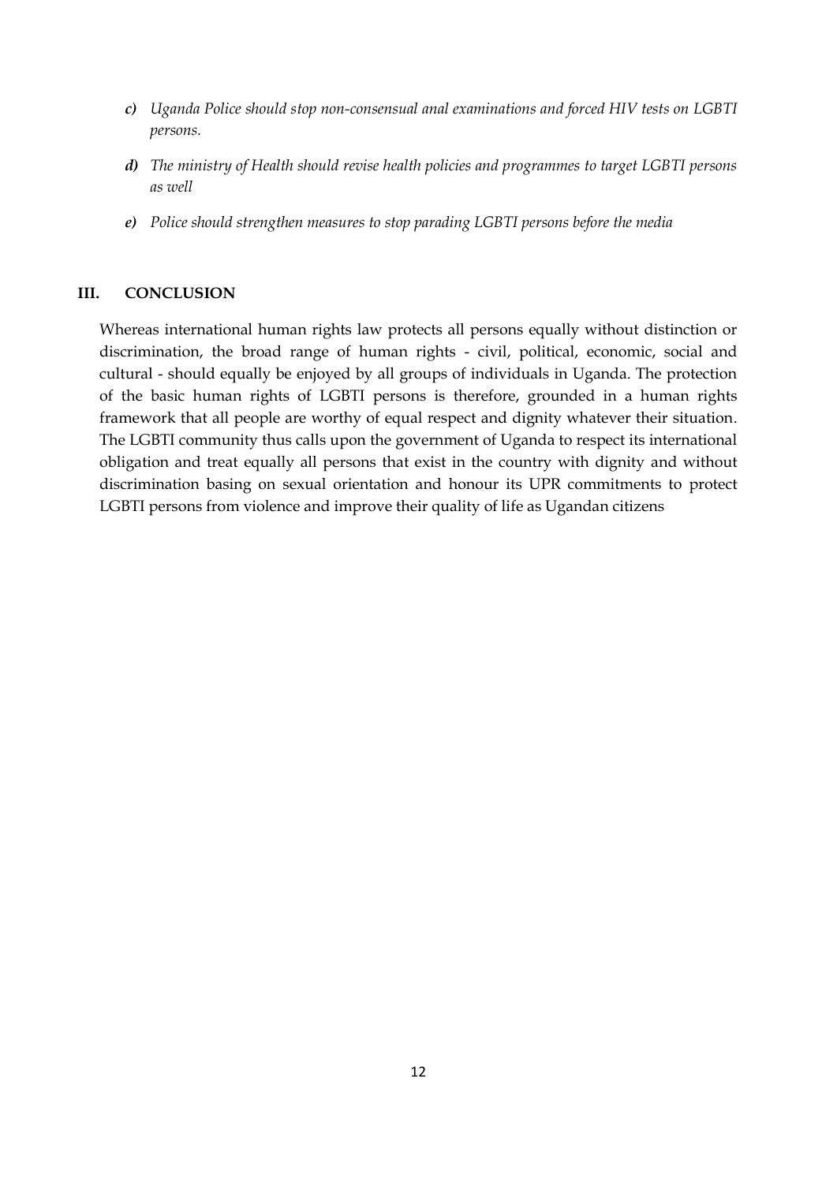c) *Uganda Police should stop non-consensual anal examinations and forced HIV tests on LGBTI persons.*

d) *The ministry of Health should revise health policies and programmes to target LGBTI persons as well*

e) *Police should strengthen measures to stop parading LGBTI persons before the media*

## III. CONCLUSION

Whereas international human rights law protects all persons equally without distinction or discrimination, the broad range of human rights - civil, political, economic, social and cultural - should equally be enjoyed by all groups of individuals in Uganda. The protection of the basic human rights of LGBTI persons is therefore, grounded in a human rights framework that all people are worthy of equal respect and dignity whatever their situation. The LGBTI community thus calls upon the government of Uganda to respect its international obligation and treat equally all persons that exist in the country with dignity and without discrimination basing on sexual orientation and honour its UPR commitments to protect LGBTI persons from violence and improve their quality of life as Ugandan citizens